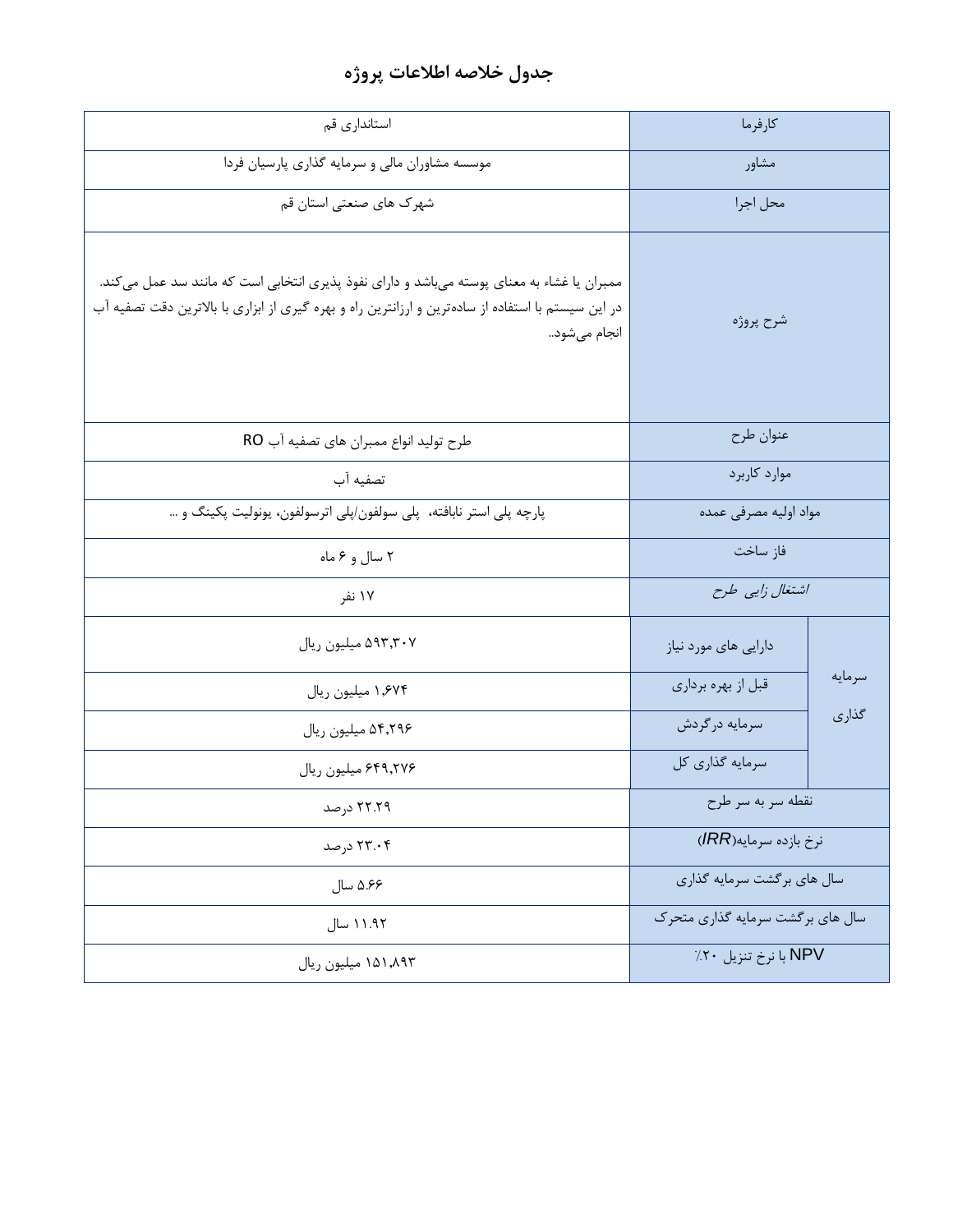# جدول خلاصه اطلاعات پروژه

| | | |
|---|---|---|
| کارفرما | | استانداری قم |
| مشاور | | موسسه مشاوران مالی و سرمایه گذاری پارسیان فردا |
| محل اجرا | | شهرک های صنعتی استان قم |
| شرح پروژه | | ممبران یا غشاء به معنای پوسته می‌باشد و دارای نفوذ پذیری انتخابی است که مانند سد عمل می‌کند. در این سیستم با استفاده از ساده‌ترین و ارزانترین راه و بهره گیری از ابزاری با بالاترین دقت تصفیه آب انجام می‌شود.. |
| عنوان طرح | | طرح تولید انواع ممبران های تصفیه آب RO |
| موارد کاربرد | | تصفیه آب |
| مواد اولیه مصرفی عمده | | پارچه پلی استر نابافته، پلی سولفون/پلی اترسولفون، یونولیت پکینگ و ... |
| فاز ساخت | | ۲ سال و ۶ ماه |
| *اشتغال زایی طرح* | | ۱۷ نفر |
| سرمایه گذاری | دارایی های مورد نیاز | ۵۹۳,۳۰۷ میلیون ریال |
| | قبل از بهره برداری | ۱,۶۷۴ میلیون ریال |
| | سرمایه درگردش | ۵۴,۲۹۶ میلیون ریال |
| | سرمایه گذاری کل | ۶۴۹,۲۷۶ میلیون ریال |
| نقطه سر به سر طرح | | ۲۲.۲۹ درصد |
| نرخ بازده سرمایه(*IRR*) | | ۲۳.۰۴ درصد |
| سال های برگشت سرمایه گذاری | | ۵.۶۶ سال |
| سال های برگشت سرمایه گذاری متحرک | | ۱۱.۹۲ سال |
| NPV با نرخ تنزیل ۲۰٪ | | ۱۵۱,۸۹۳ میلیون ریال |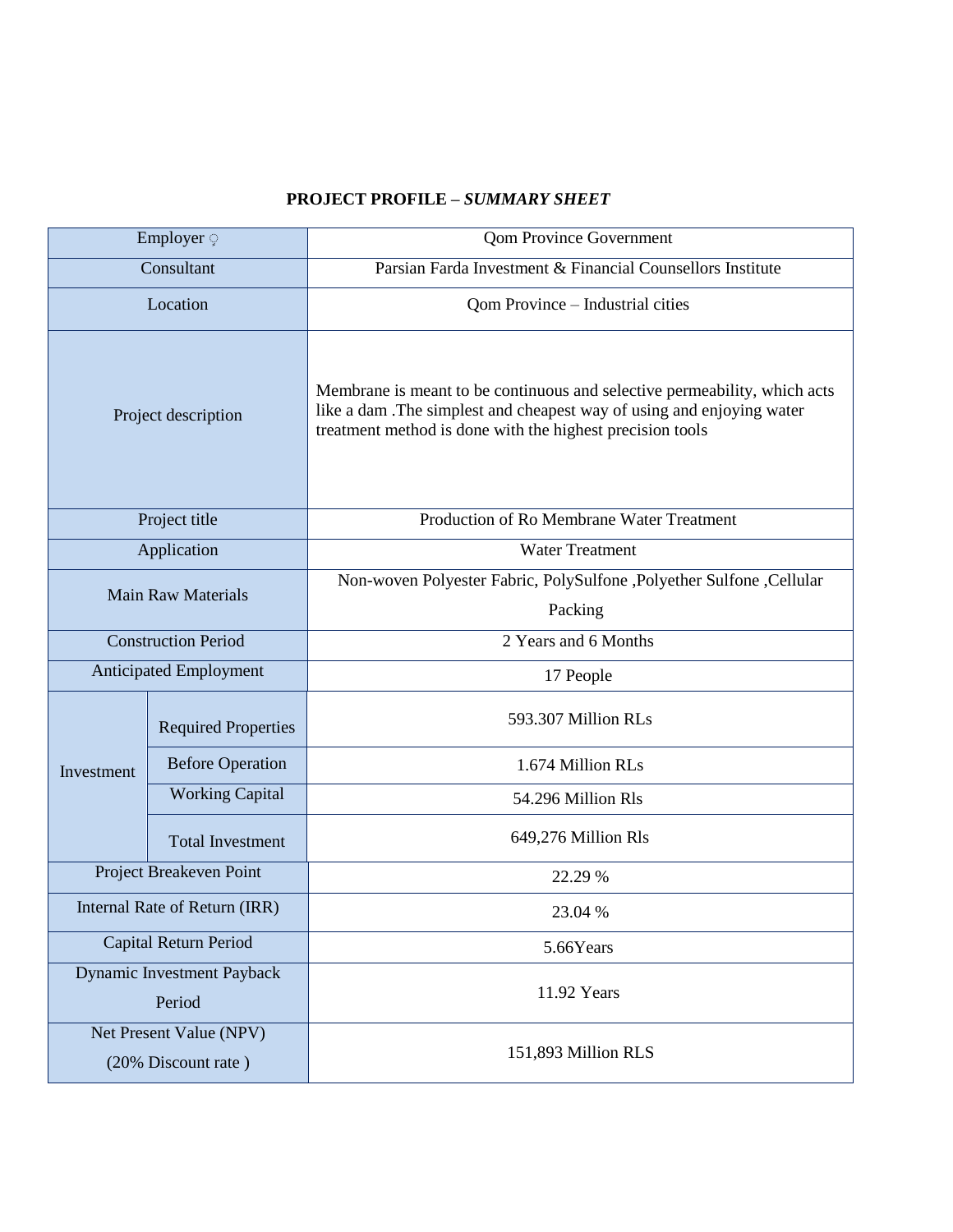**PROJECT PROFILE –** ***SUMMARY SHEET***

| | | |
|---|---|---|
| Employer ♀ | | Qom Province Government |
| Consultant | | Parsian Farda Investment & Financial Counsellors Institute |
| Location | | Qom Province – Industrial cities |
| Project description | | Membrane is meant to be continuous and selective permeability, which acts like a dam .The simplest and cheapest way of using and enjoying water treatment method is done with the highest precision tools |
| Project title | | Production of Ro Membrane Water Treatment |
| Application | | Water Treatment |
| Main Raw Materials | | Non-woven Polyester Fabric, PolySulfone ,Polyether Sulfone ,Cellular Packing |
| Construction Period | | 2 Years and 6 Months |
| Anticipated Employment | | 17 People |
| Investment | Required Properties | 593.307 Million RLs |
| | Before Operation | 1.674 Million RLs |
| | Working Capital | 54.296 Million Rls |
| | Total Investment | 649,276 Million Rls |
| Project Breakeven Point | | 22.29 % |
| Internal Rate of Return (IRR) | | 23.04 % |
| Capital Return Period | | 5.66Years |
| Dynamic Investment Payback Period | | 11.92 Years |
| Net Present Value (NPV) (20% Discount rate ) | | 151,893 Million RLS |